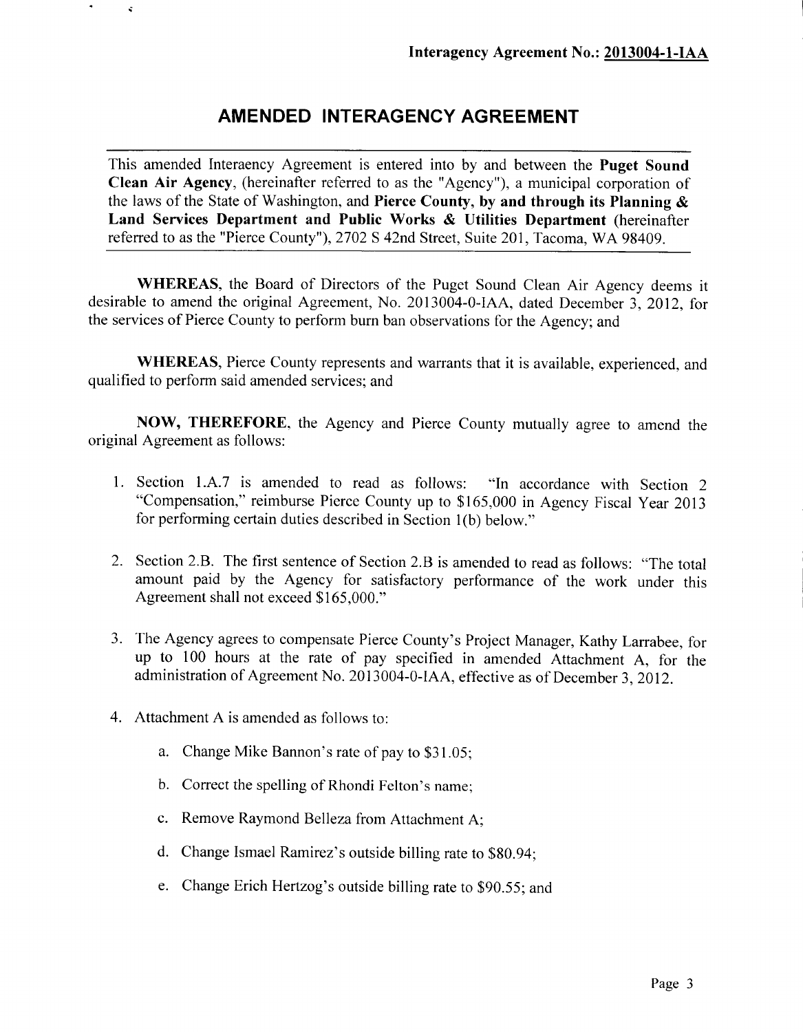**Interagency Agreement No.: 2013004-1-IAA**

# AMENDED INTERAGENCY AGREEMENT

This amended Interaency Agreement is entered into by and between the **Puget Sound Clean Air Agency**, (hereinafter referred to as the "Agency"), a municipal corporation of the laws of the State of Washington, and **Pierce County, by and through its Planning & Land Services Department and Public Works & Utilities Department** (hereinafter referred to as the "Pierce County"), 2702 S 42nd Street, Suite 201, Tacoma, WA 98409.

**WHEREAS**, the Board of Directors of the Puget Sound Clean Air Agency deems it desirable to amend the original Agreement, No. 2013004-0-IAA, dated December 3, 2012, for the services of Pierce County to perform burn ban observations for the Agency; and

**WHEREAS**, Pierce County represents and warrants that it is available, experienced, and qualified to perform said amended services; and

**NOW, THEREFORE**, the Agency and Pierce County mutually agree to amend the original Agreement as follows:

1. Section 1.A.7 is amended to read as follows: "In accordance with Section 2 "Compensation," reimburse Pierce County up to $165,000 in Agency Fiscal Year 2013 for performing certain duties described in Section 1(b) below."

2. Section 2.B. The first sentence of Section 2.B is amended to read as follows: "The total amount paid by the Agency for satisfactory performance of the work under this Agreement shall not exceed $165,000."

3. The Agency agrees to compensate Pierce County's Project Manager, Kathy Larrabee, for up to 100 hours at the rate of pay specified in amended Attachment A, for the administration of Agreement No. 2013004-0-IAA, effective as of December 3, 2012.

4. Attachment A is amended as follows to:

    a. Change Mike Bannon's rate of pay to $31.05;

    b. Correct the spelling of Rhondi Felton's name;

    c. Remove Raymond Belleza from Attachment A;

    d. Change Ismael Ramirez's outside billing rate to $80.94;

    e. Change Erich Hertzog's outside billing rate to $90.55; and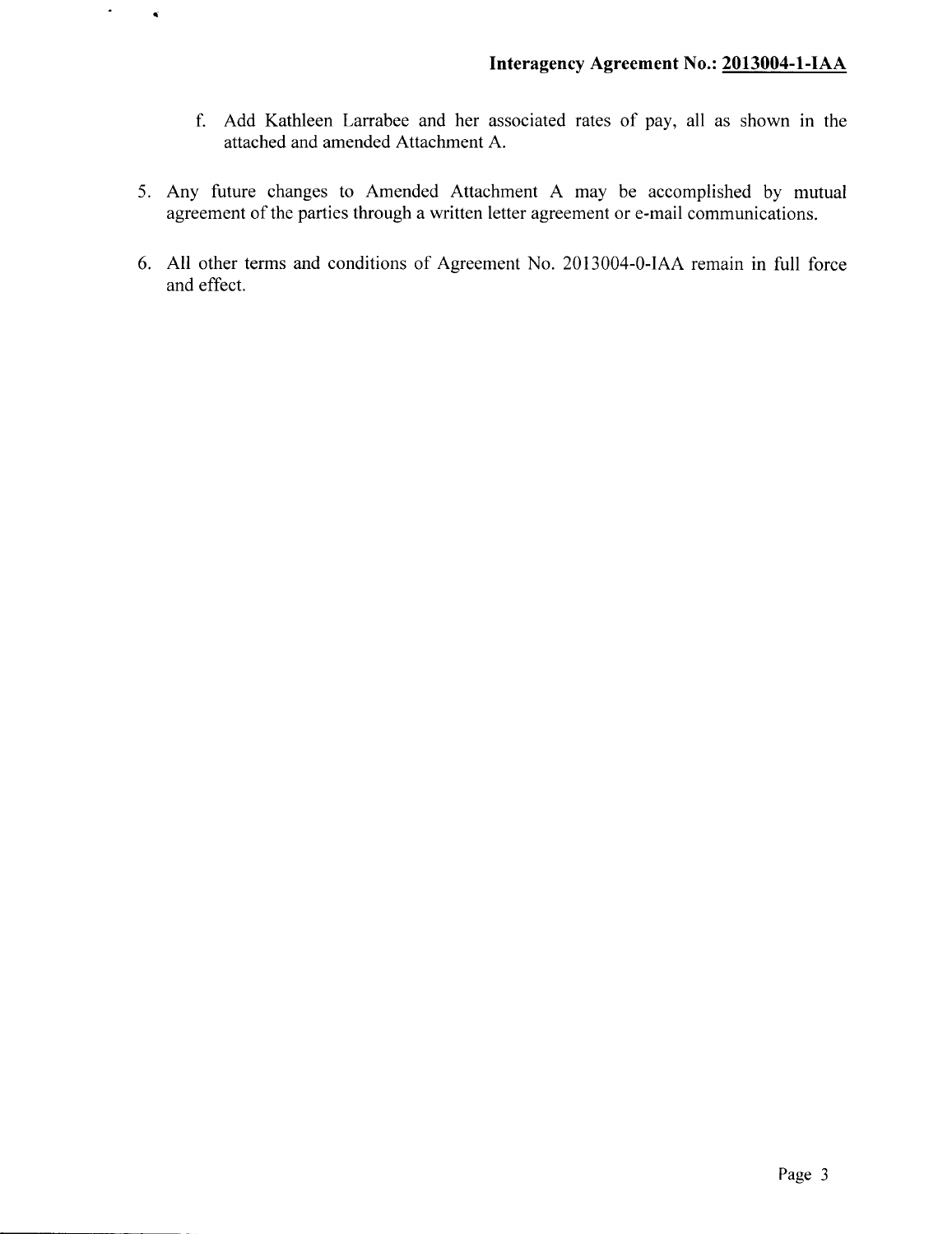f. Add Kathleen Larrabee and her associated rates of pay, all as shown in the attached and amended Attachment A.

5. Any future changes to Amended Attachment A may be accomplished by mutual agreement of the parties through a written letter agreement or e-mail communications.

6. All other terms and conditions of Agreement No. 2013004-0-IAA remain in full force and effect.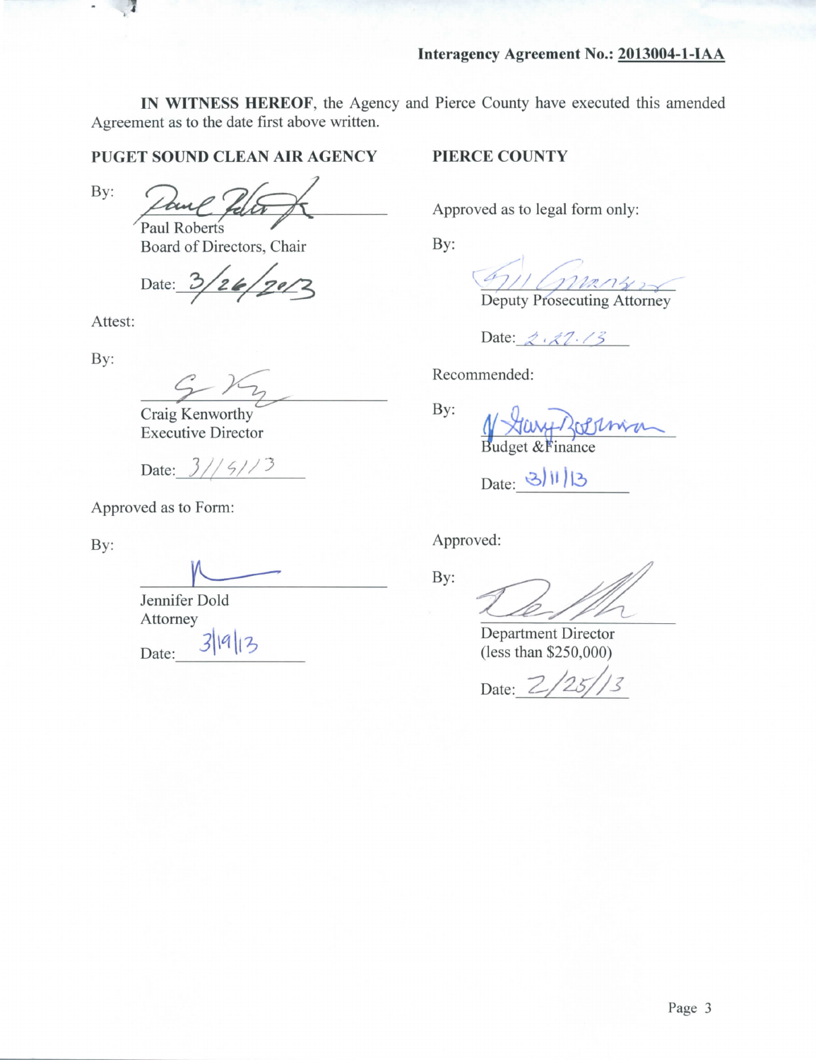**Interagency Agreement No.: 2013004-1-IAA**

**IN WITNESS HEREOF**, the Agency and Pierce County have executed this amended Agreement as to the date first above written.

**PUGET SOUND CLEAN AIR AGENCY**

By: ______________________
Paul Roberts
Board of Directors, Chair

Date: 3/26/2013

Attest:

By: ______________________
Craig Kenworthy
Executive Director

Date: 3/15/13

Approved as to Form:

By: ______________________
Jennifer Dold
Attorney

Date: 3/19/13

**PIERCE COUNTY**

Approved as to legal form only:

By: ______________________
Deputy Prosecuting Attorney

Date: 2.27.13

Recommended:

By: ______________________
Budget &Finance

Date: 3/11/13

Approved:

By: ______________________
Department Director
(less than $250,000)

Date: 2/25/13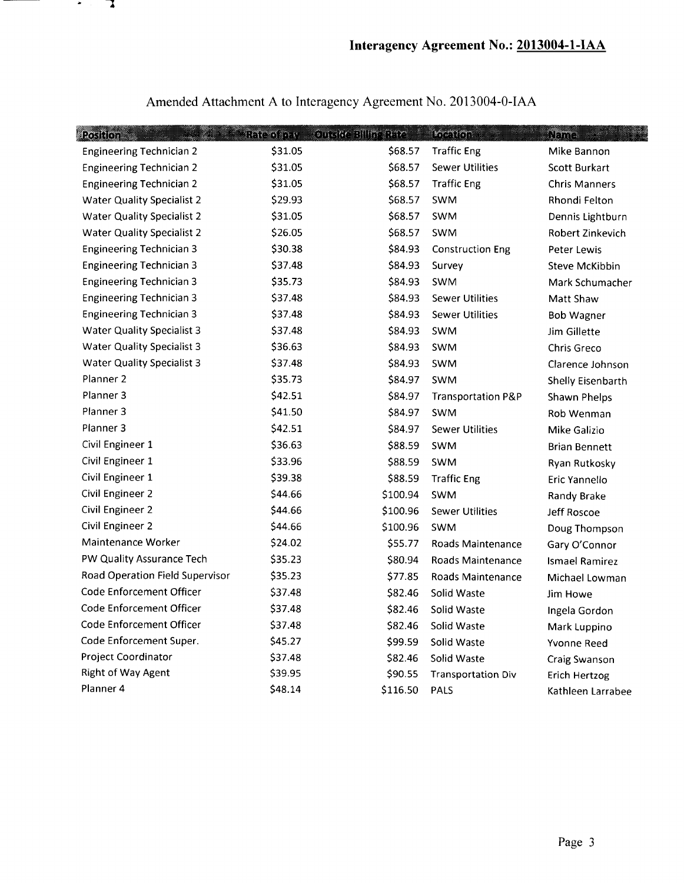## Interagency Agreement No.: 2013004-1-IAA

Amended Attachment A to Interagency Agreement No. 2013004-0-IAA

| Position | Rate of pay | Outside Billing Rate | Location | Name |
|---|---|---|---|---|
| Engineering Technician 2 | $31.05 | $68.57 | Traffic Eng | Mike Bannon |
| Engineering Technician 2 | $31.05 | $68.57 | Sewer Utilities | Scott Burkart |
| Engineering Technician 2 | $31.05 | $68.57 | Traffic Eng | Chris Manners |
| Water Quality Specialist 2 | $29.93 | $68.57 | SWM | Rhondi Felton |
| Water Quality Specialist 2 | $31.05 | $68.57 | SWM | Dennis Lightburn |
| Water Quality Specialist 2 | $26.05 | $68.57 | SWM | Robert Zinkevich |
| Engineering Technician 3 | $30.38 | $84.93 | Construction Eng | Peter Lewis |
| Engineering Technician 3 | $37.48 | $84.93 | Survey | Steve McKibbin |
| Engineering Technician 3 | $35.73 | $84.93 | SWM | Mark Schumacher |
| Engineering Technician 3 | $37.48 | $84.93 | Sewer Utilities | Matt Shaw |
| Engineering Technician 3 | $37.48 | $84.93 | Sewer Utilities | Bob Wagner |
| Water Quality Specialist 3 | $37.48 | $84.93 | SWM | Jim Gillette |
| Water Quality Specialist 3 | $36.63 | $84.93 | SWM | Chris Greco |
| Water Quality Specialist 3 | $37.48 | $84.93 | SWM | Clarence Johnson |
| Planner 2 | $35.73 | $84.97 | SWM | Shelly Eisenbarth |
| Planner 3 | $42.51 | $84.97 | Transportation P&P | Shawn Phelps |
| Planner 3 | $41.50 | $84.97 | SWM | Rob Wenman |
| Planner 3 | $42.51 | $84.97 | Sewer Utilities | Mike Galizio |
| Civil Engineer 1 | $36.63 | $88.59 | SWM | Brian Bennett |
| Civil Engineer 1 | $33.96 | $88.59 | SWM | Ryan Rutkosky |
| Civil Engineer 1 | $39.38 | $88.59 | Traffic Eng | Eric Yannello |
| Civil Engineer 2 | $44.66 | $100.94 | SWM | Randy Brake |
| Civil Engineer 2 | $44.66 | $100.96 | Sewer Utilities | Jeff Roscoe |
| Civil Engineer 2 | $44.66 | $100.96 | SWM | Doug Thompson |
| Maintenance Worker | $24.02 | $55.77 | Roads Maintenance | Gary O'Connor |
| PW Quality Assurance Tech | $35.23 | $80.94 | Roads Maintenance | Ismael Ramirez |
| Road Operation Field Supervisor | $35.23 | $77.85 | Roads Maintenance | Michael Lowman |
| Code Enforcement Officer | $37.48 | $82.46 | Solid Waste | Jim Howe |
| Code Enforcement Officer | $37.48 | $82.46 | Solid Waste | Ingela Gordon |
| Code Enforcement Officer | $37.48 | $82.46 | Solid Waste | Mark Luppino |
| Code Enforcement Super. | $45.27 | $99.59 | Solid Waste | Yvonne Reed |
| Project Coordinator | $37.48 | $82.46 | Solid Waste | Craig Swanson |
| Right of Way Agent | $39.95 | $90.55 | Transportation Div | Erich Hertzog |
| Planner 4 | $48.14 | $116.50 | PALS | Kathleen Larrabee |